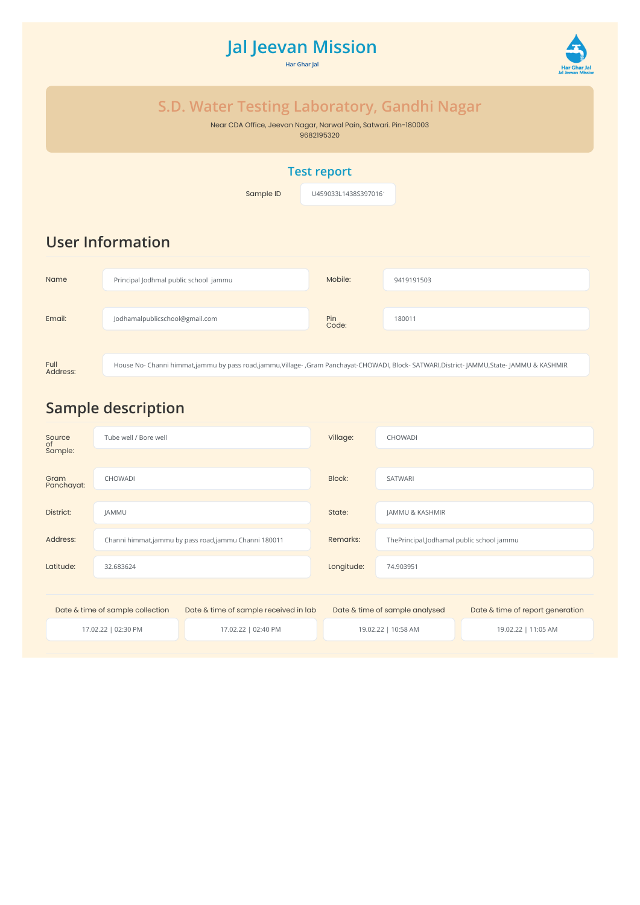# Jal Jeevan Mission

Har Ghar Jal

Har Ghar Jal
Jal Jeevan Mission

## S.D. Water Testing Laboratory, Gandhi Nagar

Near CDA Office, Jeevan Nagar, Narwal Pain, Satwari. Pin-180003
9682195320

### Test report

Sample ID: U459033L1438S397016

## User Information

| | | | |
|---|---|---|---|
| Name | Principal Jodhmal public school jammu | Mobile: | 9419191503 |
| Email: | Jodhamalpublicschool@gmail.com | Pin Code: | 180011 |
| Full Address: | House No- Channi himmat,jammu by pass road,jammu,Village- ,Gram Panchayat-CHOWADI, Block- SATWARI,District- JAMMU,State- JAMMU & KASHMIR | | |

## Sample description

| | | | |
|---|---|---|---|
| Source of Sample: | Tube well / Bore well | Village: | CHOWADI |
| Gram Panchayat: | CHOWADI | Block: | SATWARI |
| District: | JAMMU | State: | JAMMU & KASHMIR |
| Address: | Channi himmat,jammu by pass road,jammu Channi 180011 | Remarks: | ThePrincipal,Jodhamal public school jammu |
| Latitude: | 32.683624 | Longitude: | 74.903951 |

| Date & time of sample collection | Date & time of sample received in lab | Date & time of sample analysed | Date & time of report generation |
|---|---|---|---|
| 17.02.22 \| 02:30 PM | 17.02.22 \| 02:40 PM | 19.02.22 \| 10:58 AM | 19.02.22 \| 11:05 AM |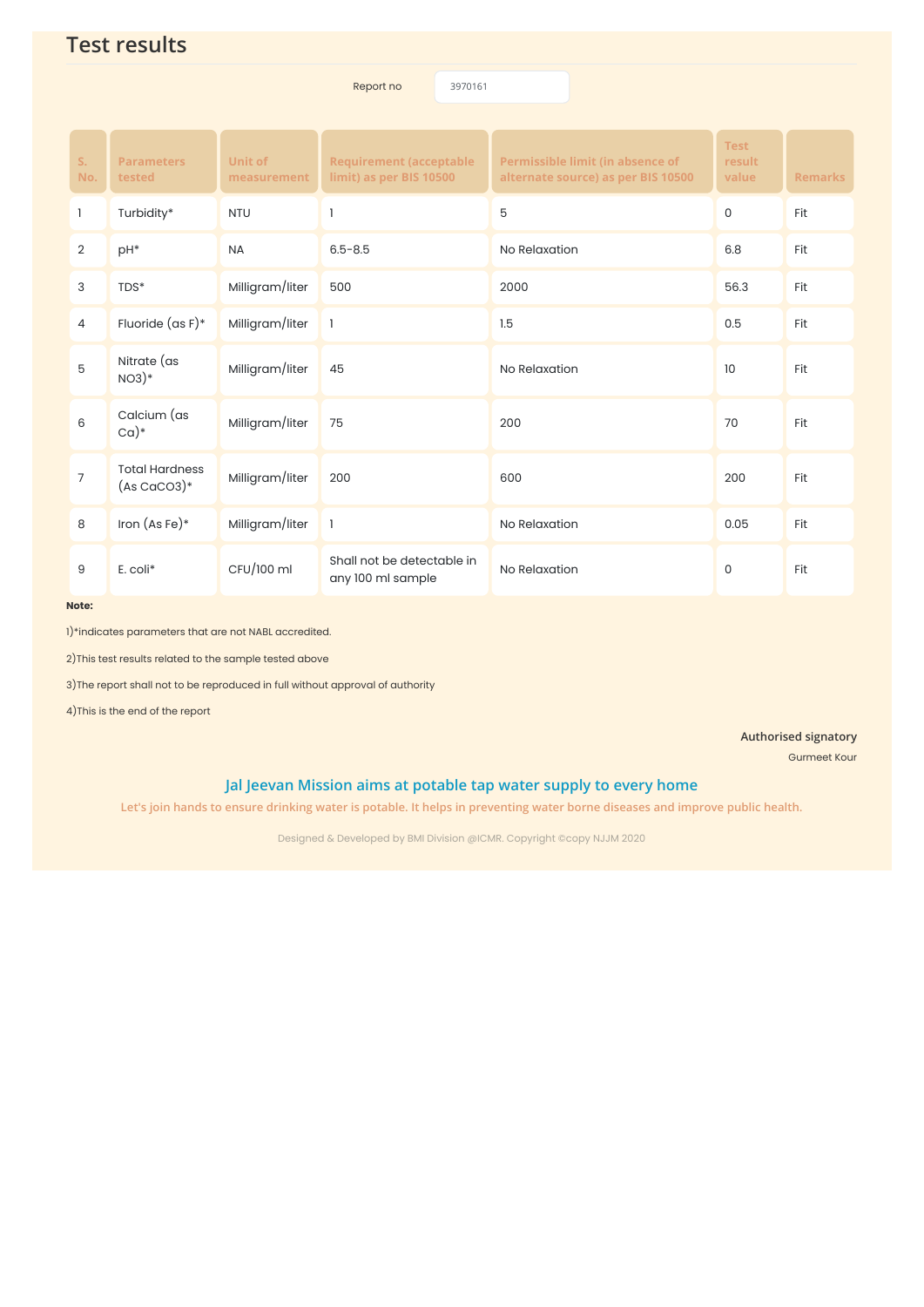## Test results

Report no: 3970161

| S. No. | Parameters tested | Unit of measurement | Requirement (acceptable limit) as per BIS 10500 | Permissible limit (in absence of alternate source) as per BIS 10500 | Test result value | Remarks |
|---|---|---|---|---|---|---|
| 1 | Turbidity* | NTU | 1 | 5 | 0 | Fit |
| 2 | pH* | NA | 6.5-8.5 | No Relaxation | 6.8 | Fit |
| 3 | TDS* | Milligram/liter | 500 | 2000 | 56.3 | Fit |
| 4 | Fluoride (as F)* | Milligram/liter | 1 | 1.5 | 0.5 | Fit |
| 5 | Nitrate (as NO3)* | Milligram/liter | 45 | No Relaxation | 10 | Fit |
| 6 | Calcium (as Ca)* | Milligram/liter | 75 | 200 | 70 | Fit |
| 7 | Total Hardness (As CaCO3)* | Milligram/liter | 200 | 600 | 200 | Fit |
| 8 | Iron (As Fe)* | Milligram/liter | 1 | No Relaxation | 0.05 | Fit |
| 9 | E. coli* | CFU/100 ml | Shall not be detectable in any 100 ml sample | No Relaxation | 0 | Fit |

**Note:**

1)*indicates parameters that are not NABL accredited.

2)This test results related to the sample tested above

3)The report shall not to be reproduced in full without approval of authority

4)This is the end of the report

**Authorised signatory**

Gurmeet Kour

**Jal Jeevan Mission aims at potable tap water supply to every home**

Let's join hands to ensure drinking water is potable. It helps in preventing water borne diseases and improve public health.

Designed & Developed by BMI Division @ICMR. Copyright ©copy NJJM 2020